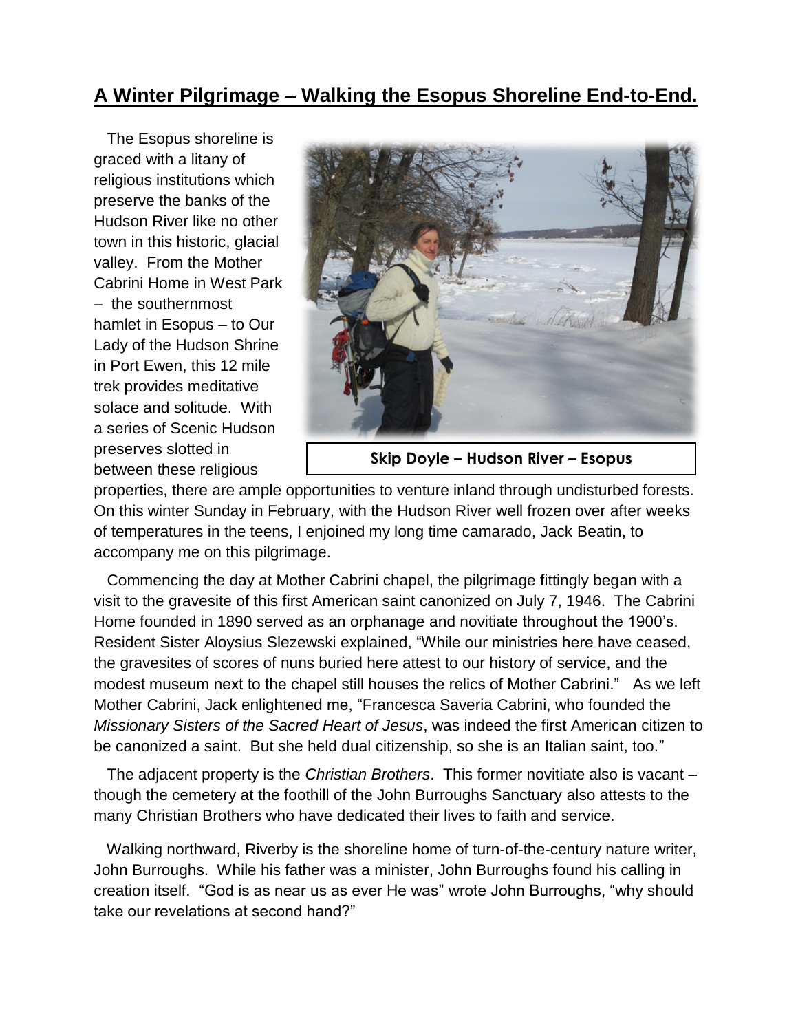# A Winter Pilgrimage – Walking the Esopus Shoreline End-to-End.

The Esopus shoreline is graced with a litany of religious institutions which preserve the banks of the Hudson River like no other town in this historic, glacial valley. From the Mother Cabrini Home in West Park – the southernmost hamlet in Esopus – to Our Lady of the Hudson Shrine in Port Ewen, this 12 mile trek provides meditative solace and solitude. With a series of Scenic Hudson preserves slotted in between these religious properties, there are ample opportunities to venture inland through undisturbed forests. On this winter Sunday in February, with the Hudson River well frozen over after weeks of temperatures in the teens, I enjoined my long time camarado, Jack Beatin, to accompany me on this pilgrimage.

**Skip Doyle – Hudson River – Esopus**

Commencing the day at Mother Cabrini chapel, the pilgrimage fittingly began with a visit to the gravesite of this first American saint canonized on July 7, 1946. The Cabrini Home founded in 1890 served as an orphanage and novitiate throughout the 1900's. Resident Sister Aloysius Slezewski explained, "While our ministries here have ceased, the gravesites of scores of nuns buried here attest to our history of service, and the modest museum next to the chapel still houses the relics of Mother Cabrini." As we left Mother Cabrini, Jack enlightened me, "Francesca Saveria Cabrini, who founded the *Missionary Sisters of the Sacred Heart of Jesus*, was indeed the first American citizen to be canonized a saint. But she held dual citizenship, so she is an Italian saint, too."

The adjacent property is the *Christian Brothers*. This former novitiate also is vacant – though the cemetery at the foothill of the John Burroughs Sanctuary also attests to the many Christian Brothers who have dedicated their lives to faith and service.

Walking northward, Riverby is the shoreline home of turn-of-the-century nature writer, John Burroughs. While his father was a minister, John Burroughs found his calling in creation itself. "God is as near us as ever He was" wrote John Burroughs, "why should take our revelations at second hand?"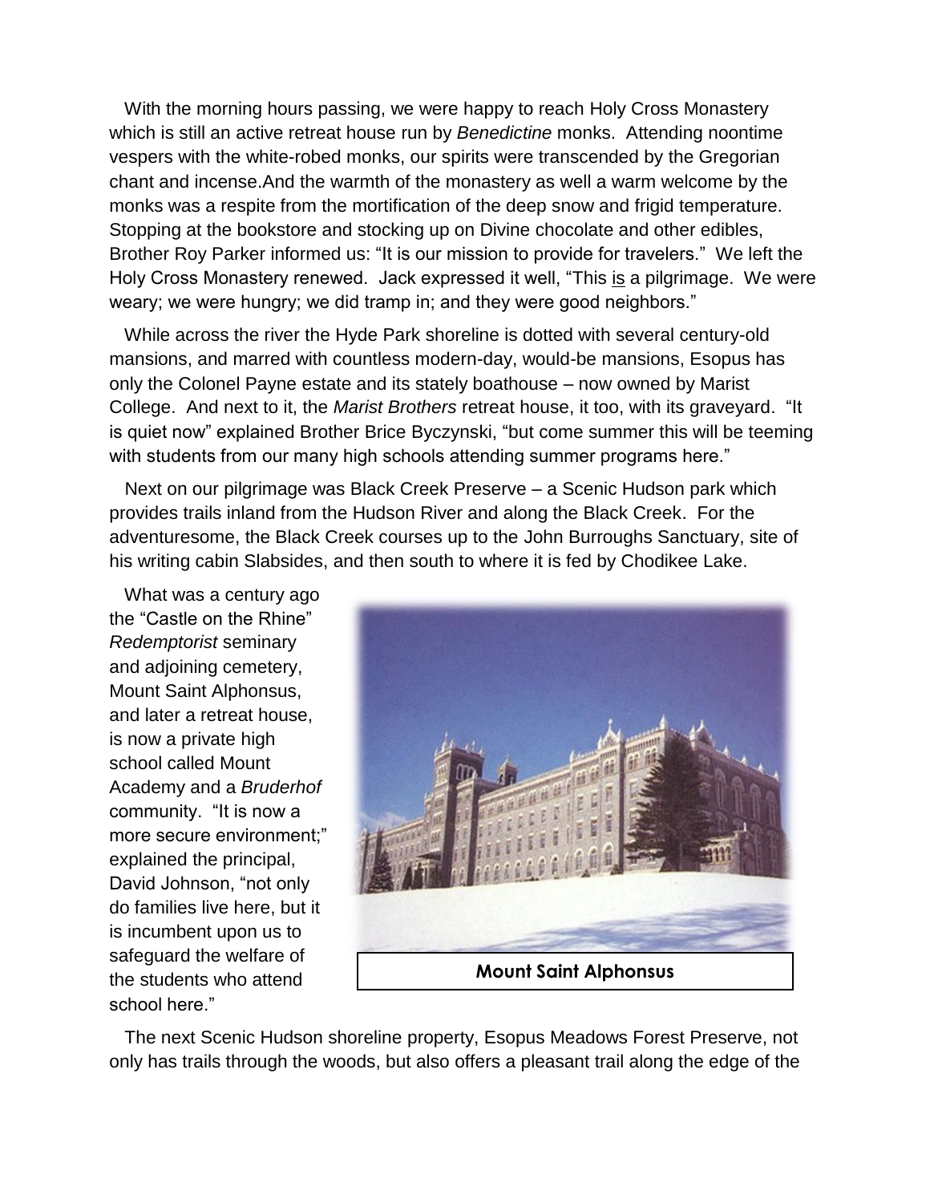With the morning hours passing, we were happy to reach Holy Cross Monastery which is still an active retreat house run by *Benedictine* monks. Attending noontime vespers with the white-robed monks, our spirits were transcended by the Gregorian chant and incense.And the warmth of the monastery as well a warm welcome by the monks was a respite from the mortification of the deep snow and frigid temperature. Stopping at the bookstore and stocking up on Divine chocolate and other edibles, Brother Roy Parker informed us: "It is our mission to provide for travelers." We left the Holy Cross Monastery renewed. Jack expressed it well, "This <u>is</u> a pilgrimage. We were weary; we were hungry; we did tramp in; and they were good neighbors."

While across the river the Hyde Park shoreline is dotted with several century-old mansions, and marred with countless modern-day, would-be mansions, Esopus has only the Colonel Payne estate and its stately boathouse – now owned by Marist College. And next to it, the *Marist Brothers* retreat house, it too, with its graveyard. "It is quiet now" explained Brother Brice Byczynski, "but come summer this will be teeming with students from our many high schools attending summer programs here."

Next on our pilgrimage was Black Creek Preserve – a Scenic Hudson park which provides trails inland from the Hudson River and along the Black Creek. For the adventuresome, the Black Creek courses up to the John Burroughs Sanctuary, site of his writing cabin Slabsides, and then south to where it is fed by Chodikee Lake.

What was a century ago the "Castle on the Rhine" *Redemptorist* seminary and adjoining cemetery, Mount Saint Alphonsus, and later a retreat house, is now a private high school called Mount Academy and a *Bruderhof* community. "It is now a more secure environment;" explained the principal, David Johnson, "not only do families live here, but it is incumbent upon us to safeguard the welfare of the students who attend school here."

**Mount Saint Alphonsus**

The next Scenic Hudson shoreline property, Esopus Meadows Forest Preserve, not only has trails through the woods, but also offers a pleasant trail along the edge of the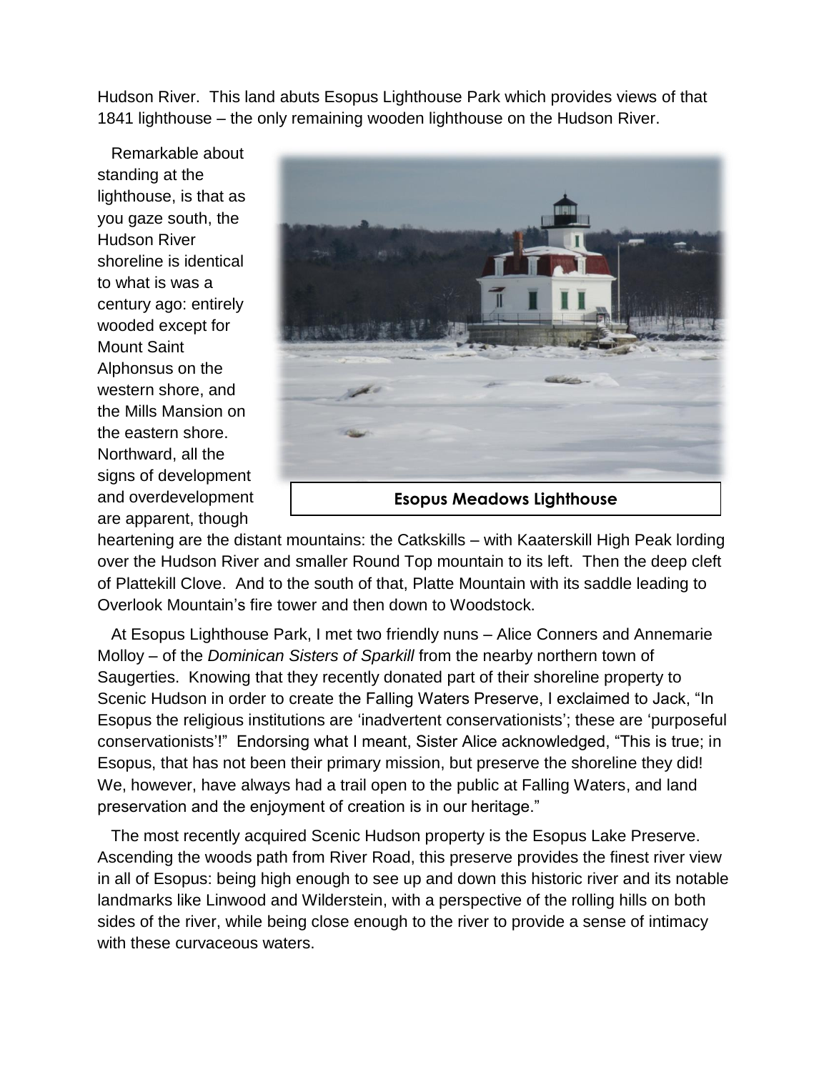Hudson River. This land abuts Esopus Lighthouse Park which provides views of that 1841 lighthouse – the only remaining wooden lighthouse on the Hudson River.

Remarkable about standing at the lighthouse, is that as you gaze south, the Hudson River shoreline is identical to what is was a century ago: entirely wooded except for Mount Saint Alphonsus on the western shore, and the Mills Mansion on the eastern shore. Northward, all the signs of development and overdevelopment are apparent, though heartening are the distant mountains: the Catkskills – with Kaaterskill High Peak lording over the Hudson River and smaller Round Top mountain to its left. Then the deep cleft of Plattekill Clove. And to the south of that, Platte Mountain with its saddle leading to Overlook Mountain's fire tower and then down to Woodstock.

**Esopus Meadows Lighthouse**

At Esopus Lighthouse Park, I met two friendly nuns – Alice Conners and Annemarie Molloy – of the *Dominican Sisters of Sparkill* from the nearby northern town of Saugerties. Knowing that they recently donated part of their shoreline property to Scenic Hudson in order to create the Falling Waters Preserve, I exclaimed to Jack, "In Esopus the religious institutions are 'inadvertent conservationists'; these are 'purposeful conservationists'!" Endorsing what I meant, Sister Alice acknowledged, "This is true; in Esopus, that has not been their primary mission, but preserve the shoreline they did! We, however, have always had a trail open to the public at Falling Waters, and land preservation and the enjoyment of creation is in our heritage."

The most recently acquired Scenic Hudson property is the Esopus Lake Preserve. Ascending the woods path from River Road, this preserve provides the finest river view in all of Esopus: being high enough to see up and down this historic river and its notable landmarks like Linwood and Wilderstein, with a perspective of the rolling hills on both sides of the river, while being close enough to the river to provide a sense of intimacy with these curvaceous waters.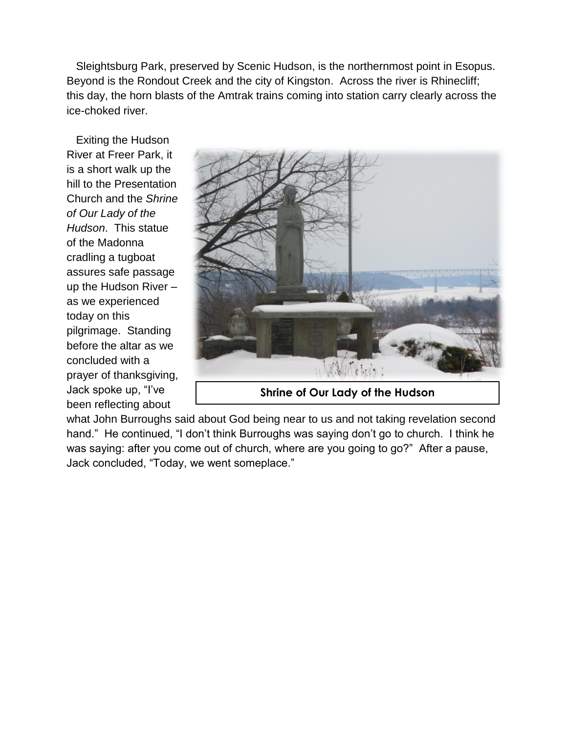Sleightsburg Park, preserved by Scenic Hudson, is the northernmost point in Esopus. Beyond is the Rondout Creek and the city of Kingston. Across the river is Rhinecliff; this day, the horn blasts of the Amtrak trains coming into station carry clearly across the ice-choked river.

Exiting the Hudson River at Freer Park, it is a short walk up the hill to the Presentation Church and the *Shrine of Our Lady of the Hudson*. This statue of the Madonna cradling a tugboat assures safe passage up the Hudson River – as we experienced today on this pilgrimage. Standing before the altar as we concluded with a prayer of thanksgiving, Jack spoke up, "I've been reflecting about what John Burroughs said about God being near to us and not taking revelation second hand." He continued, "I don't think Burroughs was saying don't go to church. I think he was saying: after you come out of church, where are you going to go?" After a pause, Jack concluded, "Today, we went someplace."

**Shrine of Our Lady of the Hudson**